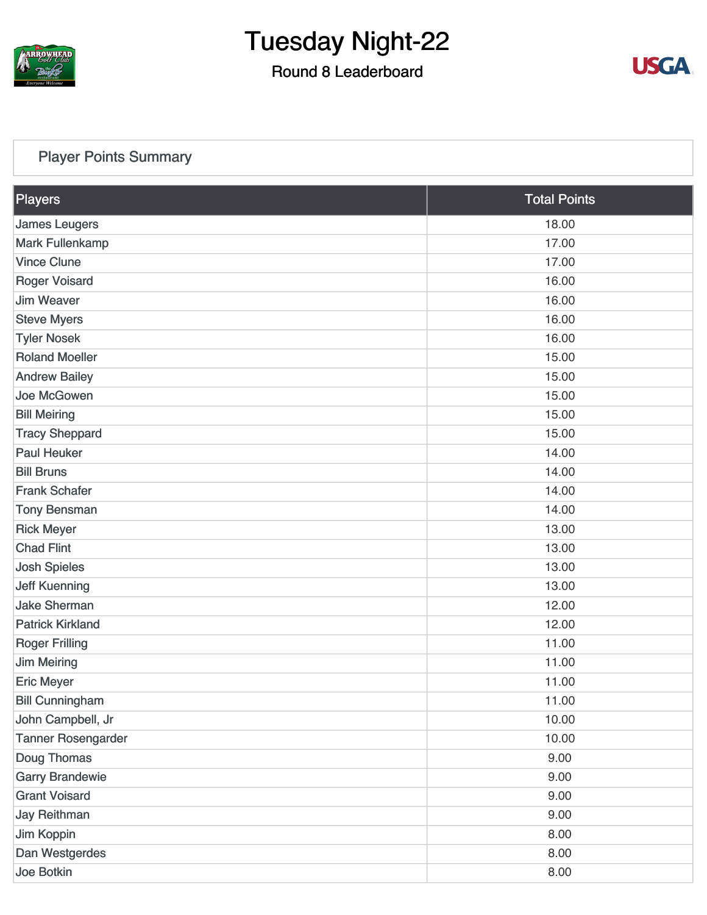# Tuesday Night-22

## Round 8 Leaderboard

### Player Points Summary

| Players | Total Points |
|---|---|
| James Leugers | 18.00 |
| Mark Fullenkamp | 17.00 |
| Vince Clune | 17.00 |
| Roger Voisard | 16.00 |
| Jim Weaver | 16.00 |
| Steve Myers | 16.00 |
| Tyler Nosek | 16.00 |
| Roland Moeller | 15.00 |
| Andrew Bailey | 15.00 |
| Joe McGowen | 15.00 |
| Bill Meiring | 15.00 |
| Tracy Sheppard | 15.00 |
| Paul Heuker | 14.00 |
| Bill Bruns | 14.00 |
| Frank Schafer | 14.00 |
| Tony Bensman | 14.00 |
| Rick Meyer | 13.00 |
| Chad Flint | 13.00 |
| Josh Spieles | 13.00 |
| Jeff Kuenning | 13.00 |
| Jake Sherman | 12.00 |
| Patrick Kirkland | 12.00 |
| Roger Frilling | 11.00 |
| Jim Meiring | 11.00 |
| Eric Meyer | 11.00 |
| Bill Cunningham | 11.00 |
| John Campbell, Jr | 10.00 |
| Tanner Rosengarder | 10.00 |
| Doug Thomas | 9.00 |
| Garry Brandewie | 9.00 |
| Grant Voisard | 9.00 |
| Jay Reithman | 9.00 |
| Jim Koppin | 8.00 |
| Dan Westgerdes | 8.00 |
| Joe Botkin | 8.00 |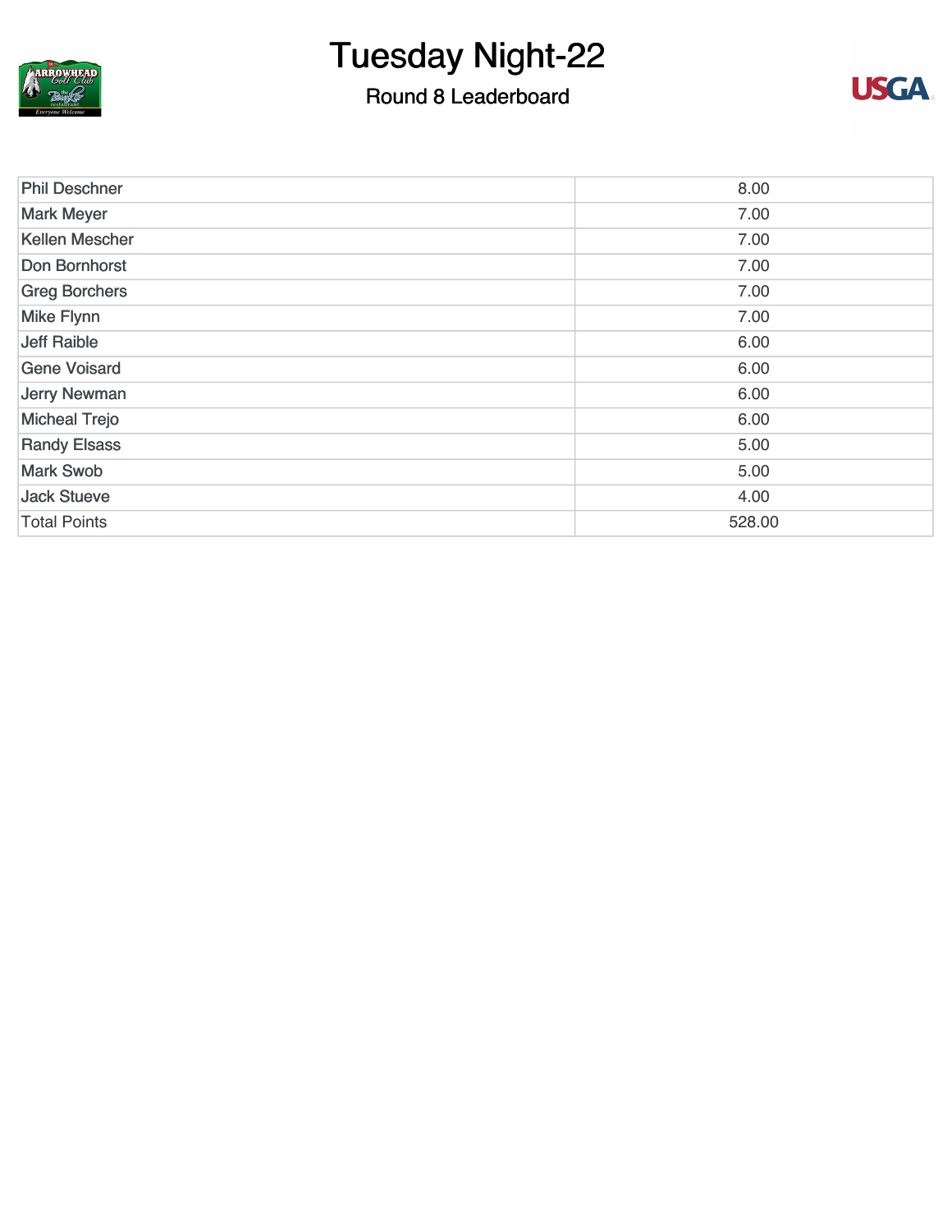# Tuesday Night-22

## Round 8 Leaderboard

| | |
|---|---|
| Phil Deschner | 8.00 |
| Mark Meyer | 7.00 |
| Kellen Mescher | 7.00 |
| Don Bornhorst | 7.00 |
| Greg Borchers | 7.00 |
| Mike Flynn | 7.00 |
| Jeff Raible | 6.00 |
| Gene Voisard | 6.00 |
| Jerry Newman | 6.00 |
| Micheal Trejo | 6.00 |
| Randy Elsass | 5.00 |
| Mark Swob | 5.00 |
| Jack Stueve | 4.00 |
| Total Points | 528.00 |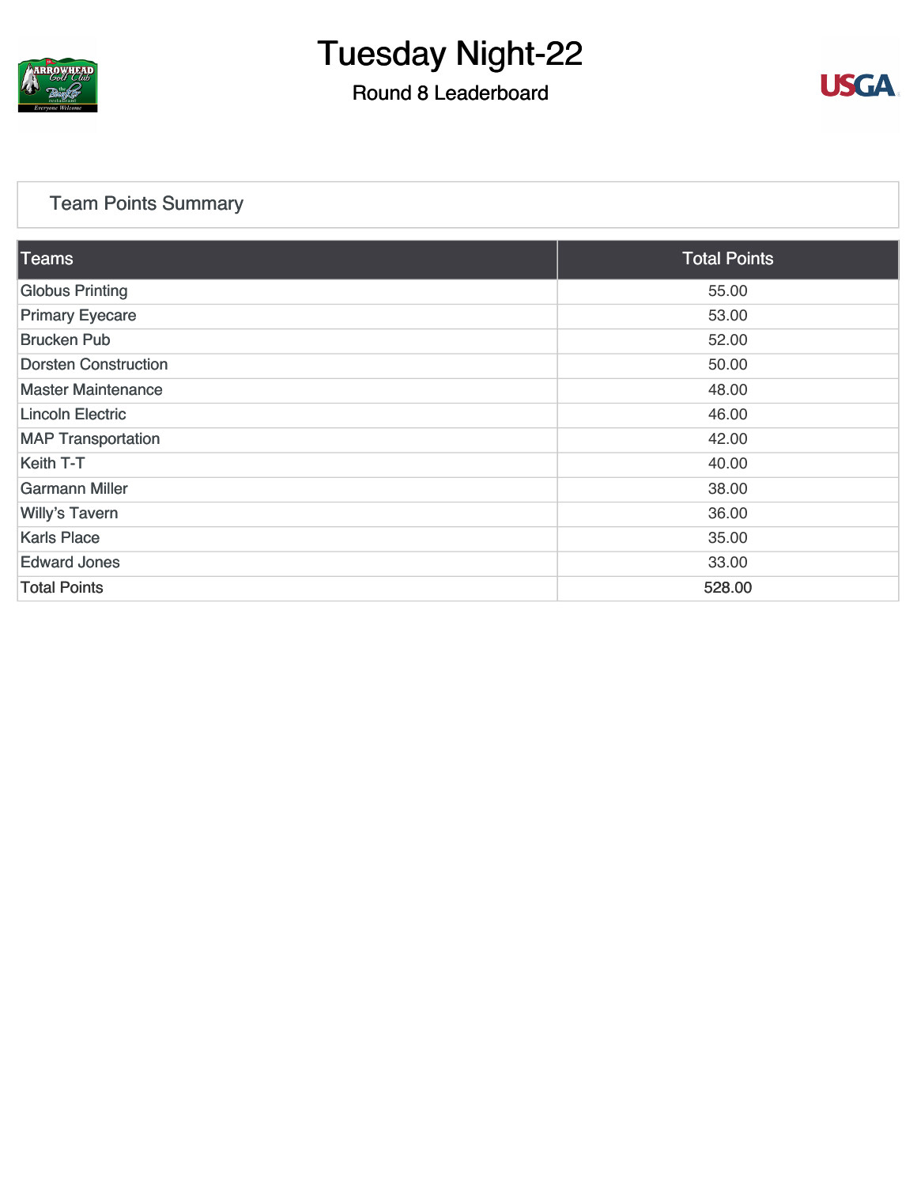# Tuesday Night-22

## Round 8 Leaderboard

### Team Points Summary

| Teams | Total Points |
|---|---|
| Globus Printing | 55.00 |
| Primary Eyecare | 53.00 |
| Brucken Pub | 52.00 |
| Dorsten Construction | 50.00 |
| Master Maintenance | 48.00 |
| Lincoln Electric | 46.00 |
| MAP Transportation | 42.00 |
| Keith T-T | 40.00 |
| Garmann Miller | 38.00 |
| Willy's Tavern | 36.00 |
| Karls Place | 35.00 |
| Edward Jones | 33.00 |
| Total Points | 528.00 |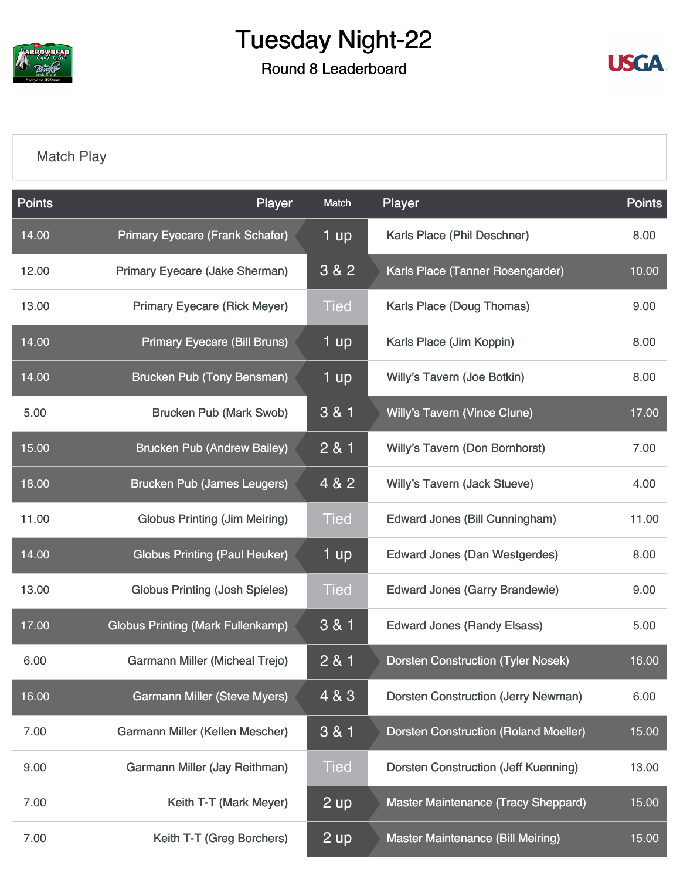# Tuesday Night-22

## Round 8 Leaderboard

Match Play

| Points | Player | Match | Player | Points |
|---|---|---|---|---|
| 14.00 | Primary Eyecare (Frank Schafer) | 1 up | Karls Place (Phil Deschner) | 8.00 |
| 12.00 | Primary Eyecare (Jake Sherman) | 3 & 2 | Karls Place (Tanner Rosengarder) | 10.00 |
| 13.00 | Primary Eyecare (Rick Meyer) | Tied | Karls Place (Doug Thomas) | 9.00 |
| 14.00 | Primary Eyecare (Bill Bruns) | 1 up | Karls Place (Jim Koppin) | 8.00 |
| 14.00 | Brucken Pub (Tony Bensman) | 1 up | Willy's Tavern (Joe Botkin) | 8.00 |
| 5.00 | Brucken Pub (Mark Swob) | 3 & 1 | Willy's Tavern (Vince Clune) | 17.00 |
| 15.00 | Brucken Pub (Andrew Bailey) | 2 & 1 | Willy's Tavern (Don Bornhorst) | 7.00 |
| 18.00 | Brucken Pub (James Leugers) | 4 & 2 | Willy's Tavern (Jack Stueve) | 4.00 |
| 11.00 | Globus Printing (Jim Meiring) | Tied | Edward Jones (Bill Cunningham) | 11.00 |
| 14.00 | Globus Printing (Paul Heuker) | 1 up | Edward Jones (Dan Westgerdes) | 8.00 |
| 13.00 | Globus Printing (Josh Spieles) | Tied | Edward Jones (Garry Brandewie) | 9.00 |
| 17.00 | Globus Printing (Mark Fullenkamp) | 3 & 1 | Edward Jones (Randy Elsass) | 5.00 |
| 6.00 | Garmann Miller (Micheal Trejo) | 2 & 1 | Dorsten Construction (Tyler Nosek) | 16.00 |
| 16.00 | Garmann Miller (Steve Myers) | 4 & 3 | Dorsten Construction (Jerry Newman) | 6.00 |
| 7.00 | Garmann Miller (Kellen Mescher) | 3 & 1 | Dorsten Construction (Roland Moeller) | 15.00 |
| 9.00 | Garmann Miller (Jay Reithman) | Tied | Dorsten Construction (Jeff Kuenning) | 13.00 |
| 7.00 | Keith T-T (Mark Meyer) | 2 up | Master Maintenance (Tracy Sheppard) | 15.00 |
| 7.00 | Keith T-T (Greg Borchers) | 2 up | Master Maintenance (Bill Meiring) | 15.00 |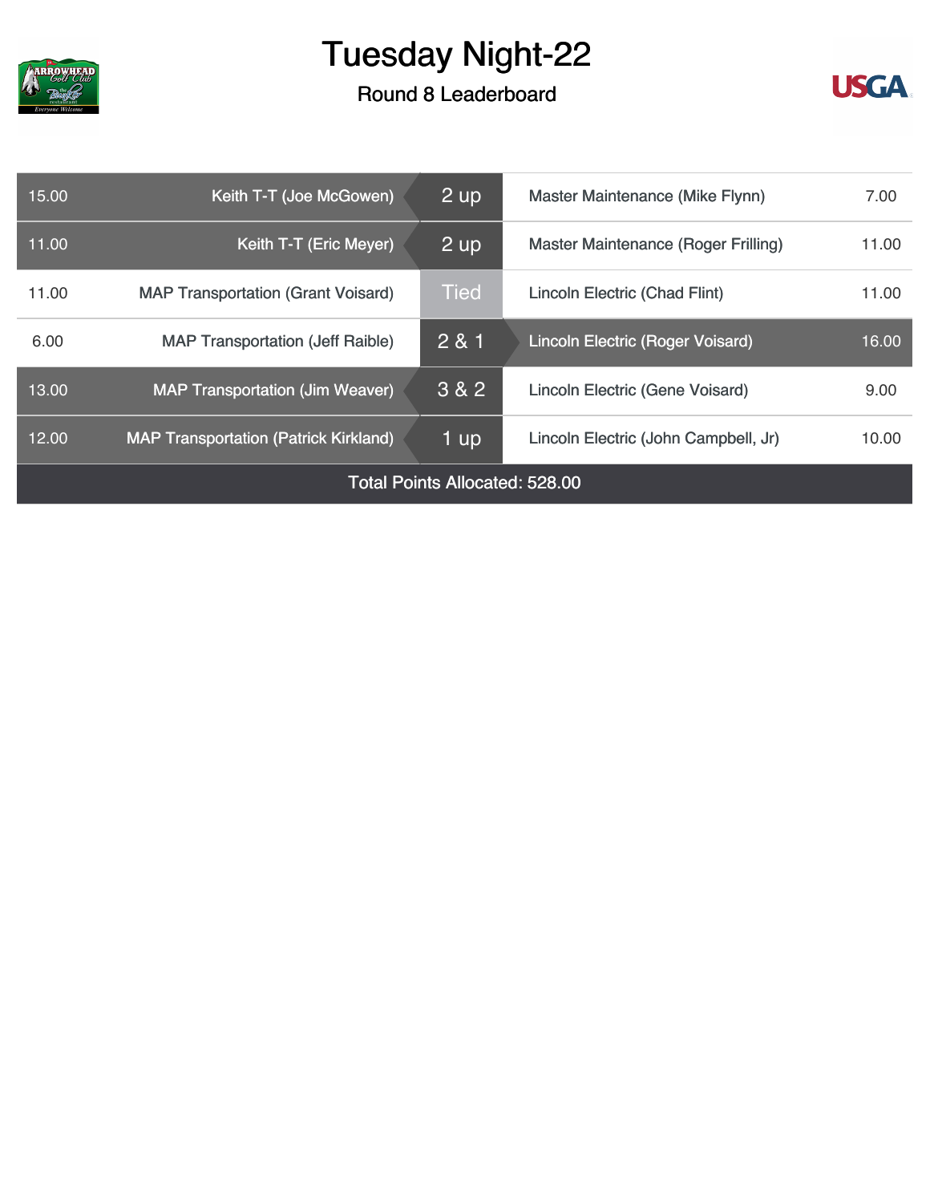# Tuesday Night-22

## Round 8 Leaderboard

| | | | | |
|---|---|---|---|---|
| 15.00 | Keith T-T (Joe McGowen) | 2 up | Master Maintenance (Mike Flynn) | 7.00 |
| 11.00 | Keith T-T (Eric Meyer) | 2 up | Master Maintenance (Roger Frilling) | 11.00 |
| 11.00 | MAP Transportation (Grant Voisard) | Tied | Lincoln Electric (Chad Flint) | 11.00 |
| 6.00 | MAP Transportation (Jeff Raible) | 2 & 1 | Lincoln Electric (Roger Voisard) | 16.00 |
| 13.00 | MAP Transportation (Jim Weaver) | 3 & 2 | Lincoln Electric (Gene Voisard) | 9.00 |
| 12.00 | MAP Transportation (Patrick Kirkland) | 1 up | Lincoln Electric (John Campbell, Jr) | 10.00 |

Total Points Allocated: 528.00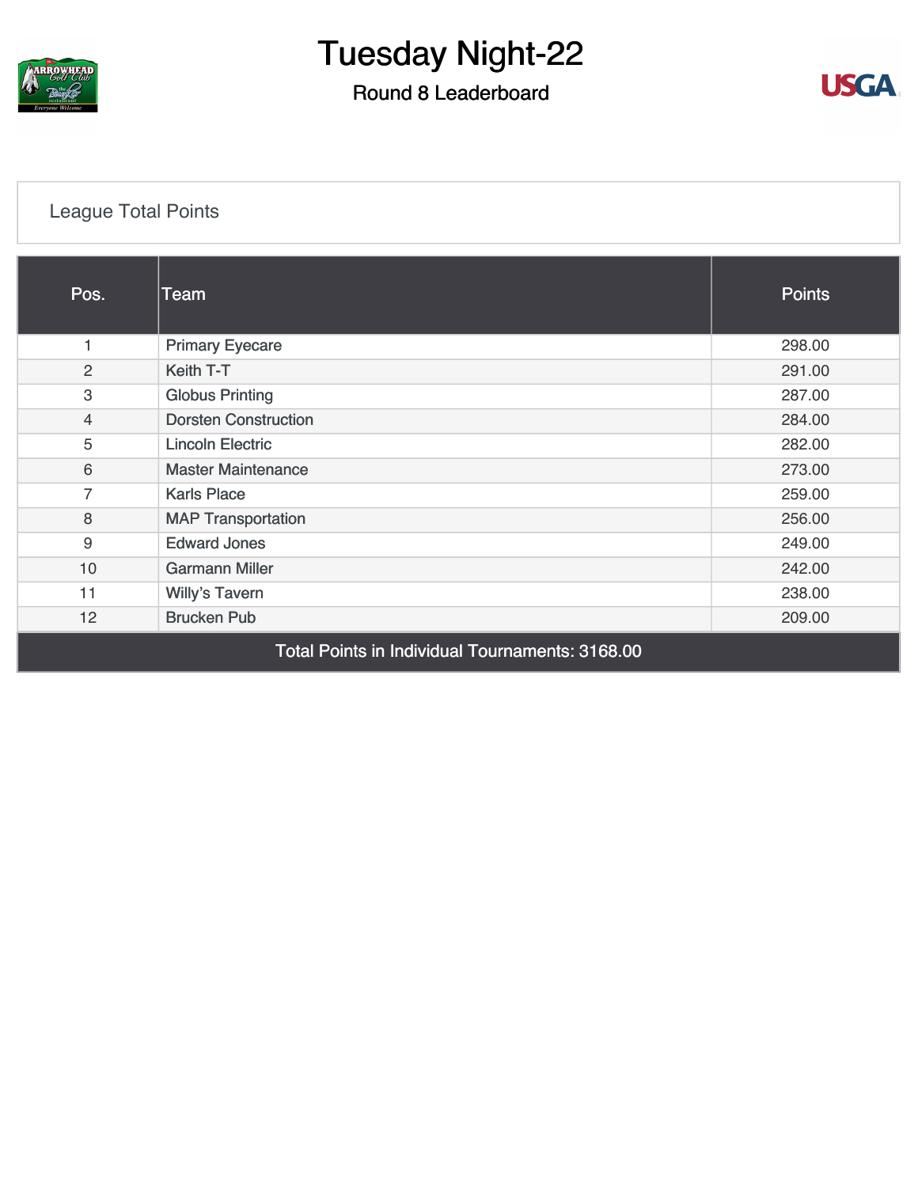# Tuesday Night-22

## Round 8 Leaderboard

League Total Points

| Pos. | Team | Points |
|---|---|---|
| 1 | Primary Eyecare | 298.00 |
| 2 | Keith T-T | 291.00 |
| 3 | Globus Printing | 287.00 |
| 4 | Dorsten Construction | 284.00 |
| 5 | Lincoln Electric | 282.00 |
| 6 | Master Maintenance | 273.00 |
| 7 | Karls Place | 259.00 |
| 8 | MAP Transportation | 256.00 |
| 9 | Edward Jones | 249.00 |
| 10 | Garmann Miller | 242.00 |
| 11 | Willy’s Tavern | 238.00 |
| 12 | Brucken Pub | 209.00 |
| Total Points in Individual Tournaments: 3168.00 | | |